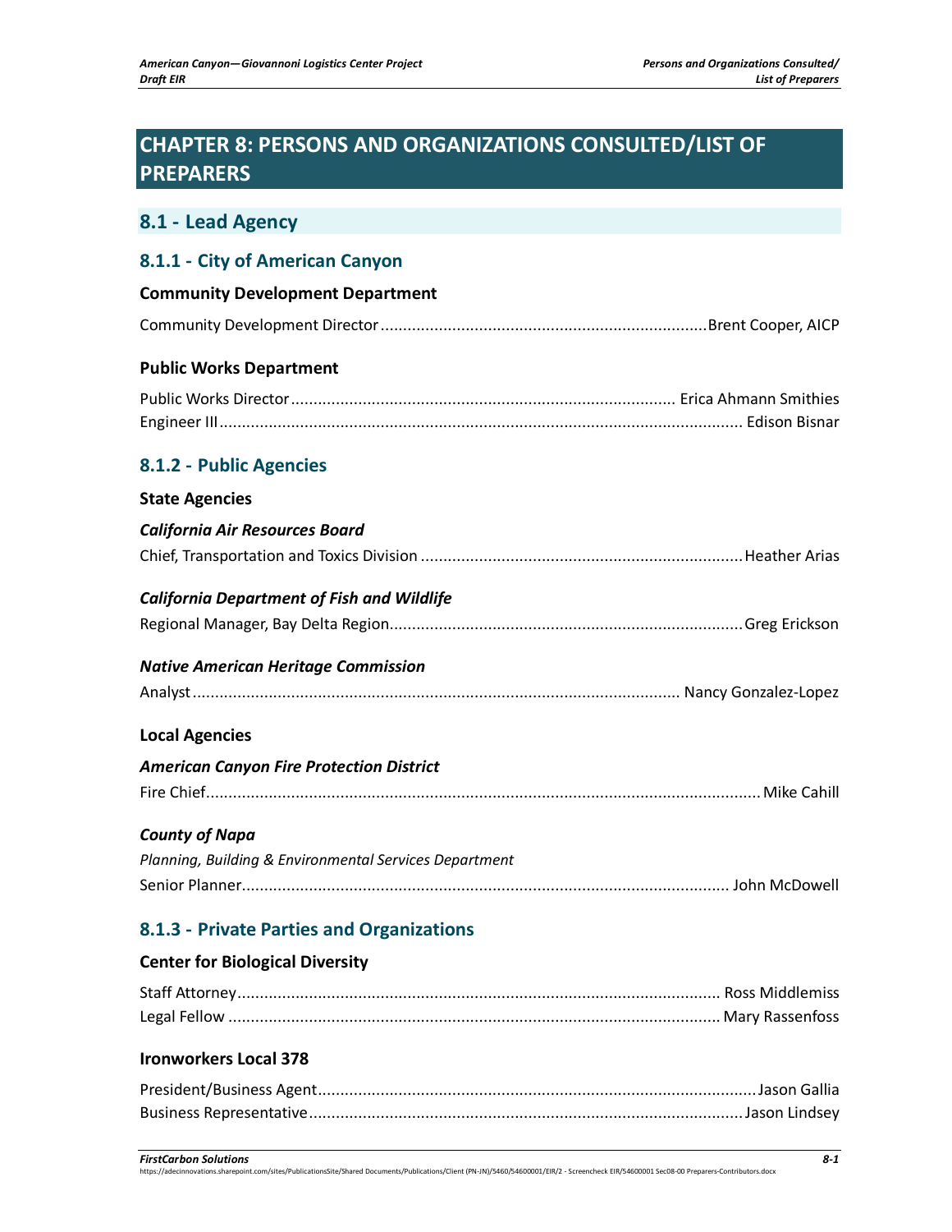# CHAPTER 8: PERSONS AND ORGANIZATIONS CONSULTED/LIST OF PREPARERS

## 8.1 - Lead Agency

### 8.1.1 - City of American Canyon

**Community Development Department**

Community Development Director ........................................................................ Brent Cooper, AICP

**Public Works Department**

Public Works Director ........................................................................................ Erica Ahmann Smithies
Engineer III ...................................................................................................................... Edison Bisnar

### 8.1.2 - Public Agencies

**State Agencies**

***California Air Resources Board***

Chief, Transportation and Toxics Division ........................................................................ Heather Arias

***California Department of Fish and Wildlife***

Regional Manager, Bay Delta Region.............................................................................. Greg Erickson

***Native American Heritage Commission***

Analyst ........................................................................................................... Nancy Gonzalez-Lopez

**Local Agencies**

***American Canyon Fire Protection District***

Fire Chief.............................................................................................................................Mike Cahill

***County of Napa***

*Planning, Building & Environmental Services Department*

Senior Planner........................................................................................................... John McDowell

### 8.1.3 - Private Parties and Organizations

**Center for Biological Diversity**

Staff Attorney........................................................................................................... Ross Middlemiss
Legal Fellow ............................................................................................................ Mary Rassenfoss

**Ironworkers Local 378**

President/Business Agent.................................................................................................Jason Gallia
Business Representative................................................................................................Jason Lindsey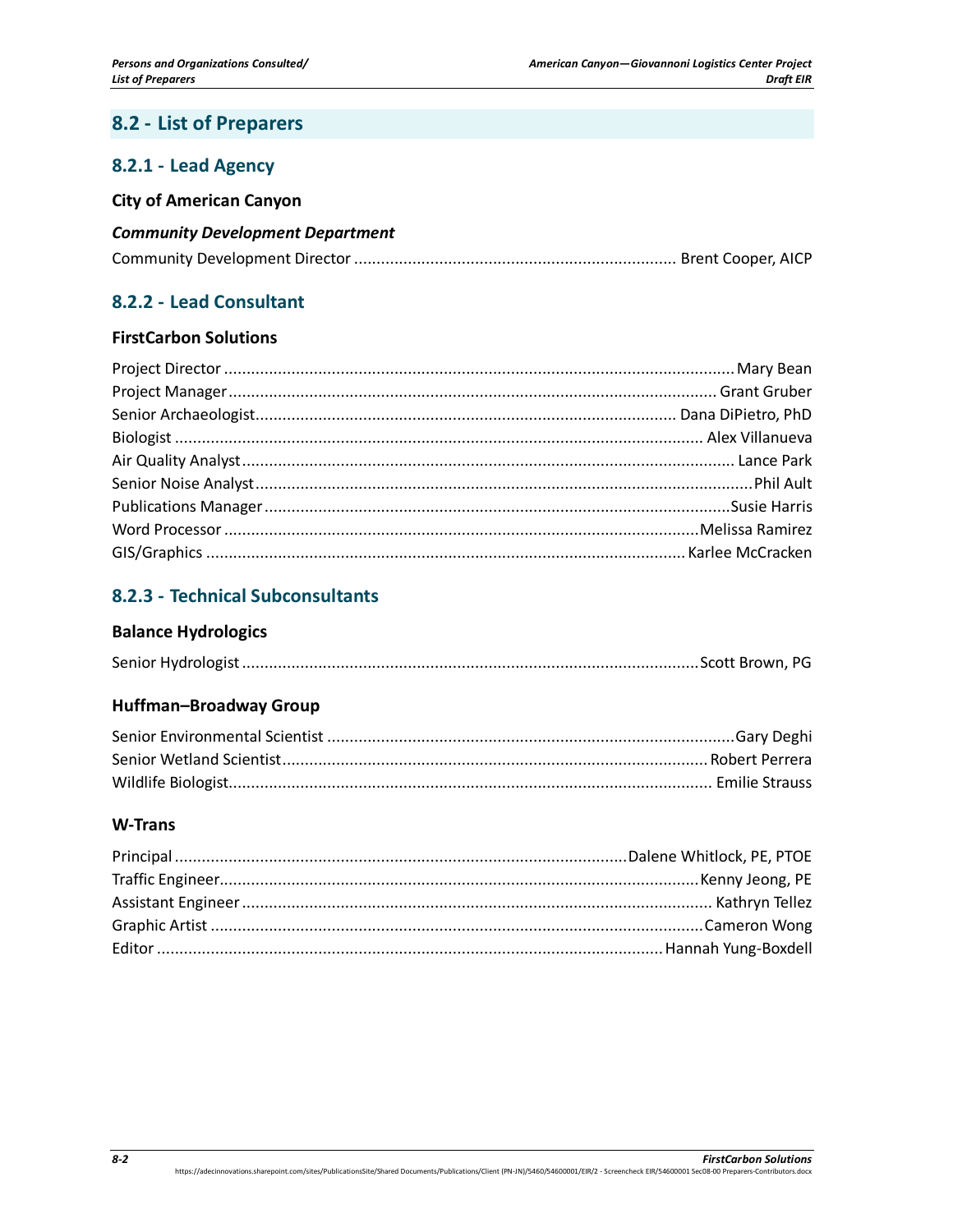## 8.2 - List of Preparers

### 8.2.1 - Lead Agency

**City of American Canyon**

***Community Development Department***

Community Development Director ........................................................................ Brent Cooper, AICP

### 8.2.2 - Lead Consultant

**FirstCarbon Solutions**

Project Director ........................................................................................................ Mary Bean
Project Manager ........................................................................................................ Grant Gruber
Senior Archaeologist ........................................................................................ Dana DiPietro, PhD
Biologist ........................................................................................................ Alex Villanueva
Air Quality Analyst ........................................................................................................ Lance Park
Senior Noise Analyst ........................................................................................................ Phil Ault
Publications Manager ........................................................................................................ Susie Harris
Word Processor ........................................................................................................ Melissa Ramirez
GIS/Graphics ........................................................................................................ Karlee McCracken

### 8.2.3 - Technical Subconsultants

**Balance Hydrologics**

Senior Hydrologist ........................................................................................................ Scott Brown, PG

**Huffman–Broadway Group**

Senior Environmental Scientist ........................................................................................ Gary Deghi
Senior Wetland Scientist ........................................................................................ Robert Perrera
Wildlife Biologist ........................................................................................................ Emilie Strauss

**W-Trans**

Principal ........................................................................................ Dalene Whitlock, PE, PTOE
Traffic Engineer ........................................................................................................ Kenny Jeong, PE
Assistant Engineer ........................................................................................................ Kathryn Tellez
Graphic Artist ........................................................................................................ Cameron Wong
Editor ........................................................................................................ Hannah Yung-Boxdell